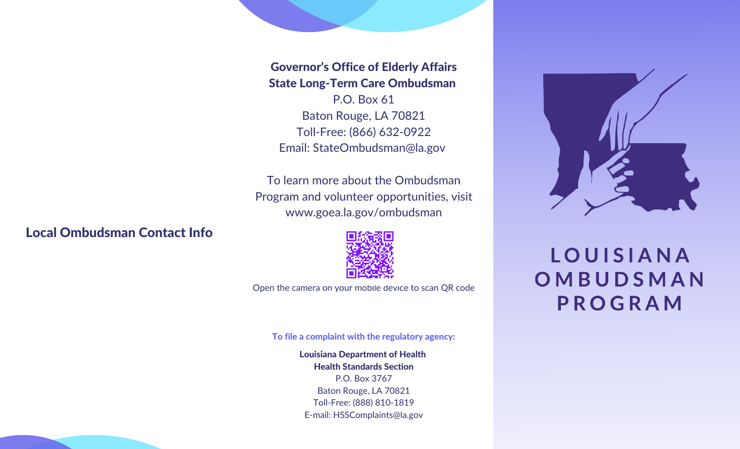## Local Ombudsman Contact Info

**Governor's Office of Elderly Affairs**
**State Long-Term Care Ombudsman**
P.O. Box 61
Baton Rouge, LA 70821
Toll-Free: (866) 632-0922
Email: StateOmbudsman@la.gov

To learn more about the Ombudsman Program and volunteer opportunities, visit www.goea.la.gov/ombudsman

Open the camera on your mobile device to scan QR code

**To file a complaint with the regulatory agency:**

**Louisiana Department of Health**
**Health Standards Section**
P.O. Box 3767
Baton Rouge, LA 70821
Toll-Free: (888) 810-1819
E-mail: HSSComplaints@la.gov

# LOUISIANA OMBUDSMAN PROGRAM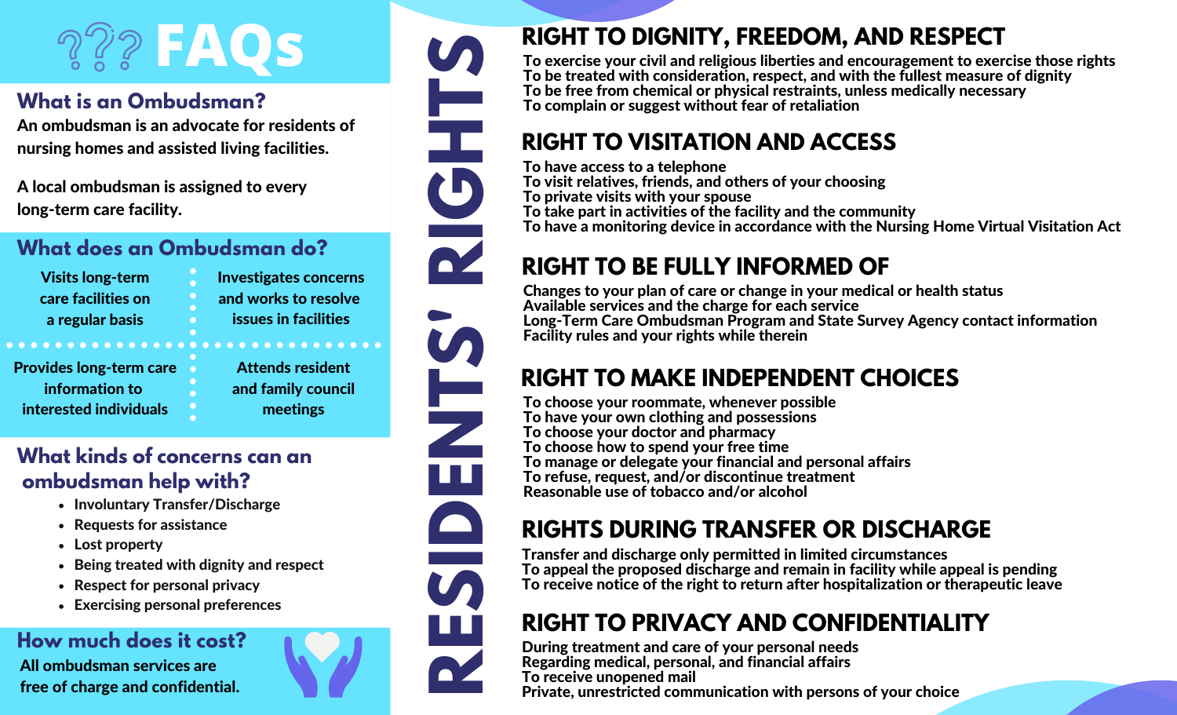# FAQs

## What is an Ombudsman?

An ombudsman is an advocate for residents of nursing homes and assisted living facilities.

A local ombudsman is assigned to every long-term care facility.

## What does an Ombudsman do?

- Visits long-term care facilities on a regular basis
- Investigates concerns and works to resolve issues in facilities
- Provides long-term care information to interested individuals
- Attends resident and family council meetings

## What kinds of concerns can an ombudsman help with?

- Involuntary Transfer/Discharge
- Requests for assistance
- Lost property
- Being treated with dignity and respect
- Respect for personal privacy
- Exercising personal preferences

## How much does it cost?

All ombudsman services are free of charge and confidential.

# RESIDENTS' RIGHTS

## RIGHT TO DIGNITY, FREEDOM, AND RESPECT

To exercise your civil and religious liberties and encouragement to exercise those rights
To be treated with consideration, respect, and with the fullest measure of dignity
To be free from chemical or physical restraints, unless medically necessary
To complain or suggest without fear of retaliation

## RIGHT TO VISITATION AND ACCESS

To have access to a telephone
To visit relatives, friends, and others of your choosing
To private visits with your spouse
To take part in activities of the facility and the community
To have a monitoring device in accordance with the Nursing Home Virtual Visitation Act

## RIGHT TO BE FULLY INFORMED OF

Changes to your plan of care or change in your medical or health status
Available services and the charge for each service
Long-Term Care Ombudsman Program and State Survey Agency contact information
Facility rules and your rights while therein

## RIGHT TO MAKE INDEPENDENT CHOICES

To choose your roommate, whenever possible
To have your own clothing and possessions
To choose your doctor and pharmacy
To choose how to spend your free time
To manage or delegate your financial and personal affairs
To refuse, request, and/or discontinue treatment
Reasonable use of tobacco and/or alcohol

## RIGHTS DURING TRANSFER OR DISCHARGE

Transfer and discharge only permitted in limited circumstances
To appeal the proposed discharge and remain in facility while appeal is pending
To receive notice of the right to return after hospitalization or therapeutic leave

## RIGHT TO PRIVACY AND CONFIDENTIALITY

During treatment and care of your personal needs
Regarding medical, personal, and financial affairs
To receive unopened mail
Private, unrestricted communication with persons of your choice